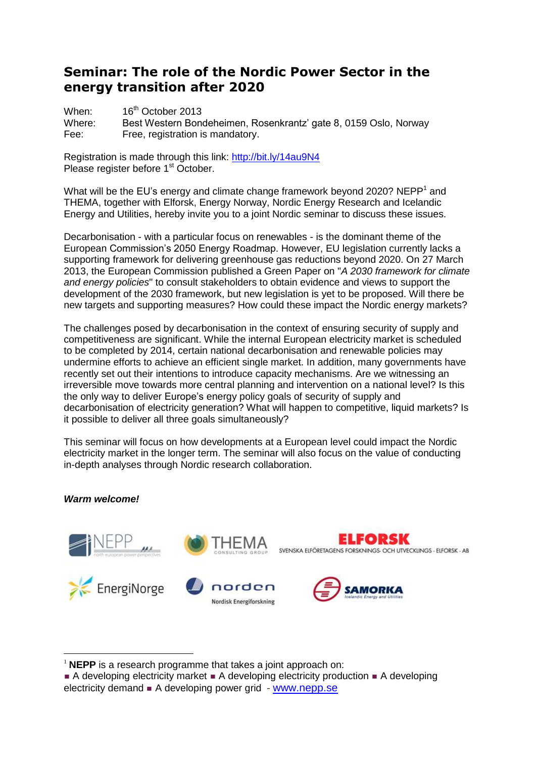# Seminar: The role of the Nordic Power Sector in the energy transition after 2020

When: 16th October 2013
Where: Best Western Bondeheimen, Rosenkrantz' gate 8, 0159 Oslo, Norway
Fee: Free, registration is mandatory.

Registration is made through this link: http://bit.ly/14au9N4
Please register before 1st October.

What will be the EU's energy and climate change framework beyond 2020? NEPP[1] and THEMA, together with Elforsk, Energy Norway, Nordic Energy Research and Icelandic Energy and Utilities, hereby invite you to a joint Nordic seminar to discuss these issues.

Decarbonisation - with a particular focus on renewables - is the dominant theme of the European Commission's 2050 Energy Roadmap. However, EU legislation currently lacks a supporting framework for delivering greenhouse gas reductions beyond 2020. On 27 March 2013, the European Commission published a Green Paper on "*A 2030 framework for climate and energy policies*" to consult stakeholders to obtain evidence and views to support the development of the 2030 framework, but new legislation is yet to be proposed. Will there be new targets and supporting measures? How could these impact the Nordic energy markets?

The challenges posed by decarbonisation in the context of ensuring security of supply and competitiveness are significant. While the internal European electricity market is scheduled to be completed by 2014, certain national decarbonisation and renewable policies may undermine efforts to achieve an efficient single market. In addition, many governments have recently set out their intentions to introduce capacity mechanisms. Are we witnessing an irreversible move towards more central planning and intervention on a national level? Is this the only way to deliver Europe's energy policy goals of security of supply and decarbonisation of electricity generation? What will happen to competitive, liquid markets? Is it possible to deliver all three goals simultaneously?

This seminar will focus on how developments at a European level could impact the Nordic electricity market in the longer term. The seminar will also focus on the value of conducting in-depth analyses through Nordic research collaboration.

***Warm welcome!***

NEPP north european power perspectives — THEMA CONSULTING GROUP — ELFORSK SVENSKA ELFÖRETAGENS FORSKNINGS- OCH UTVECKLINGS - ELFORSK - AB

EnergiNorge — norden Nordisk Energiforskning — SAMORKA Icelandic Energy and Utilities

---

[1] **NEPP** is a research programme that takes a joint approach on:
■ A developing electricity market ■ A developing electricity production ■ A developing electricity demand ■ A developing power grid - www.nepp.se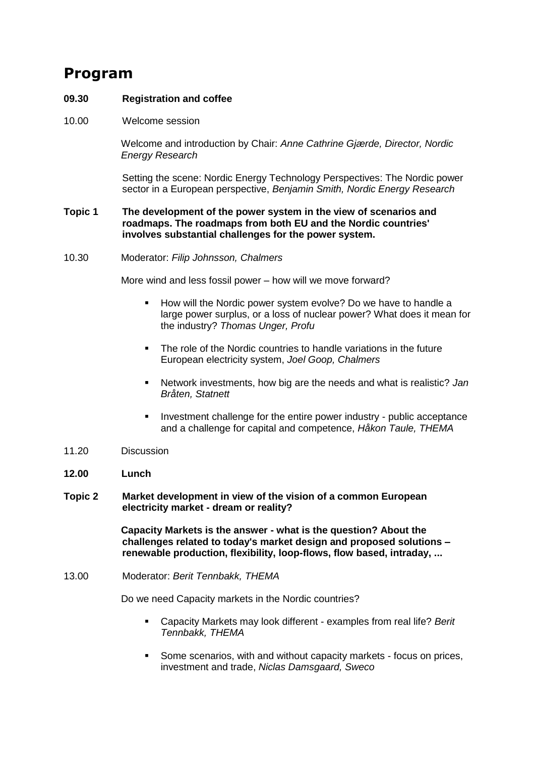# Program

**09.30 Registration and coffee**

10.00 Welcome session

Welcome and introduction by Chair: *Anne Cathrine Gjærde, Director, Nordic Energy Research*

Setting the scene: Nordic Energy Technology Perspectives: The Nordic power sector in a European perspective, *Benjamin Smith, Nordic Energy Research*

**Topic 1 The development of the power system in the view of scenarios and roadmaps. The roadmaps from both EU and the Nordic countries' involves substantial challenges for the power system.**

10.30 Moderator: *Filip Johnsson, Chalmers*

More wind and less fossil power – how will we move forward?

- How will the Nordic power system evolve? Do we have to handle a large power surplus, or a loss of nuclear power? What does it mean for the industry? *Thomas Unger, Profu*
- The role of the Nordic countries to handle variations in the future European electricity system, *Joel Goop, Chalmers*
- Network investments, how big are the needs and what is realistic? *Jan Bråten, Statnett*
- Investment challenge for the entire power industry - public acceptance and a challenge for capital and competence, *Håkon Taule, THEMA*

11.20 Discussion

**12.00 Lunch**

**Topic 2 Market development in view of the vision of a common European electricity market - dream or reality?**

**Capacity Markets is the answer - what is the question? About the challenges related to today's market design and proposed solutions – renewable production, flexibility, loop-flows, flow based, intraday, ...**

13.00 Moderator: *Berit Tennbakk, THEMA*

Do we need Capacity markets in the Nordic countries?

- Capacity Markets may look different - examples from real life? *Berit Tennbakk, THEMA*
- Some scenarios, with and without capacity markets - focus on prices, investment and trade, *Niclas Damsgaard, Sweco*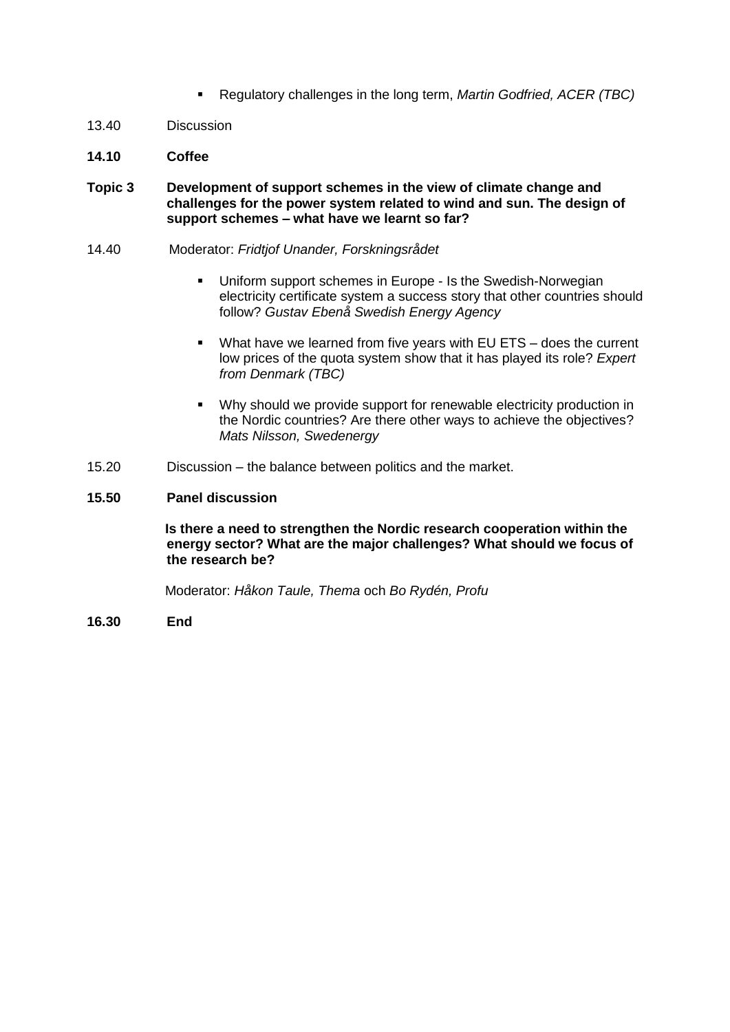- Regulatory challenges in the long term, *Martin Godfried, ACER (TBC)*

13.40 Discussion

**14.10 Coffee**

**Topic 3 Development of support schemes in the view of climate change and challenges for the power system related to wind and sun. The design of support schemes – what have we learnt so far?**

14.40 Moderator: *Fridtjof Unander, Forskningsrådet*

- Uniform support schemes in Europe - Is the Swedish-Norwegian electricity certificate system a success story that other countries should follow? *Gustav Ebenå Swedish Energy Agency*

- What have we learned from five years with EU ETS – does the current low prices of the quota system show that it has played its role? *Expert from Denmark (TBC)*

- Why should we provide support for renewable electricity production in the Nordic countries? Are there other ways to achieve the objectives? *Mats Nilsson, Swedenergy*

15.20 Discussion – the balance between politics and the market.

**15.50 Panel discussion**

**Is there a need to strengthen the Nordic research cooperation within the energy sector? What are the major challenges? What should we focus of the research be?**

Moderator: *Håkon Taule, Thema* och *Bo Rydén, Profu*

**16.30 End**